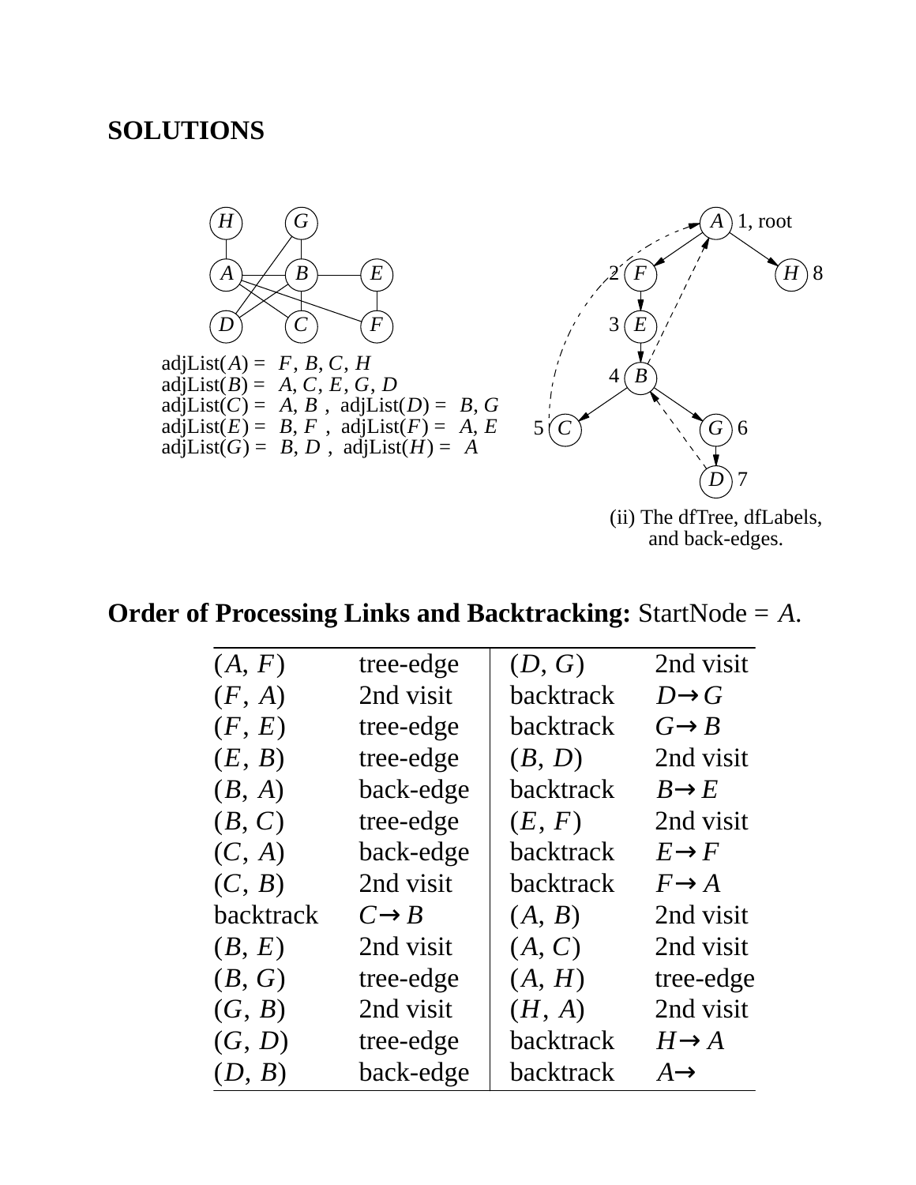**SOLUTIONS**

adjList($A$) = $F$, $B$, $C$, $H$
adjList($B$) = $A$, $C$, $E$, $G$, $D$
adjList($C$) = $A$, $B$ , adjList($D$) = $B$, $G$
adjList($E$) = $B$, $F$ , adjList($F$) = $A$, $E$
adjList($G$) = $B$, $D$ , adjList($H$) = $A$

(ii) The dfTree, dfLabels, and back-edges.

**Order of Processing Links and Backtracking:** StartNode = $A$.

| | | | |
|---|---|---|---|
| ($A$, $F$) | tree-edge | ($D$, $G$) | 2nd visit |
| ($F$, $A$) | 2nd visit | backtrack | $D \to G$ |
| ($F$, $E$) | tree-edge | backtrack | $G \to B$ |
| ($E$, $B$) | tree-edge | ($B$, $D$) | 2nd visit |
| ($B$, $A$) | back-edge | backtrack | $B \to E$ |
| ($B$, $C$) | tree-edge | ($E$, $F$) | 2nd visit |
| ($C$, $A$) | back-edge | backtrack | $E \to F$ |
| ($C$, $B$) | 2nd visit | backtrack | $F \to A$ |
| backtrack | $C \to B$ | ($A$, $B$) | 2nd visit |
| ($B$, $E$) | 2nd visit | ($A$, $C$) | 2nd visit |
| ($B$, $G$) | tree-edge | ($A$, $H$) | tree-edge |
| ($G$, $B$) | 2nd visit | ($H$, $A$) | 2nd visit |
| ($G$, $D$) | tree-edge | backtrack | $H \to A$ |
| ($D$, $B$) | back-edge | backtrack | $A \to$ |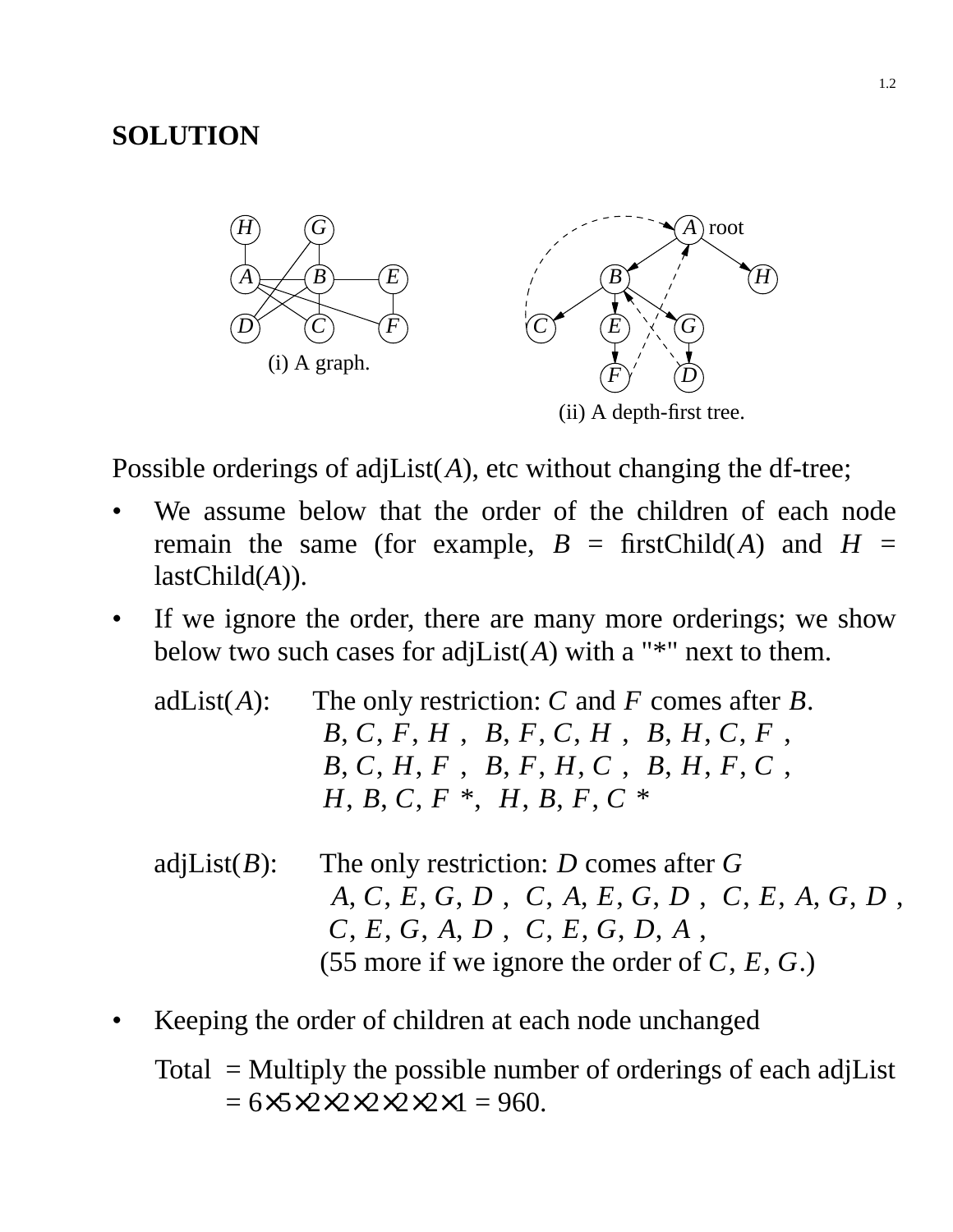## SOLUTION

(i) A graph.

(ii) A depth-first tree.

Possible orderings of adjList($A$), etc without changing the df-tree;

- We assume below that the order of the children of each node remain the same (for example, $B$ = firstChild($A$) and $H$ = lastChild($A$)).
- If we ignore the order, there are many more orderings; we show below two such cases for adjList($A$) with a "*" next to them.

  adList($A$): The only restriction: $C$ and $F$ comes after $B$.
  $\langle B, C, F, H\rangle$, $\langle B, F, C, H\rangle$, $\langle B, H, C, F\rangle$,
  $\langle B, C, H, F\rangle$, $\langle B, F, H, C\rangle$, $\langle B, H, F, C\rangle$,
  $\langle H, B, C, F\rangle$ *, $\langle H, B, F, C\rangle$ *

  adjList($B$): The only restriction: $D$ comes after $G$
  $\langle A, C, E, G, D\rangle$, $\langle C, A, E, G, D\rangle$, $\langle C, E, A, G, D\rangle$,
  $\langle C, E, G, A, D\rangle$, $\langle C, E, G, D, A\rangle$,
  (55 more if we ignore the order of $C$, $E$, $G$.)

- Keeping the order of children at each node unchanged

  Total = Multiply the possible number of orderings of each adjList
  $= 6 \times 5 \times 2 \times 2 \times 2 \times 2 \times 2 \times 1 = 960$.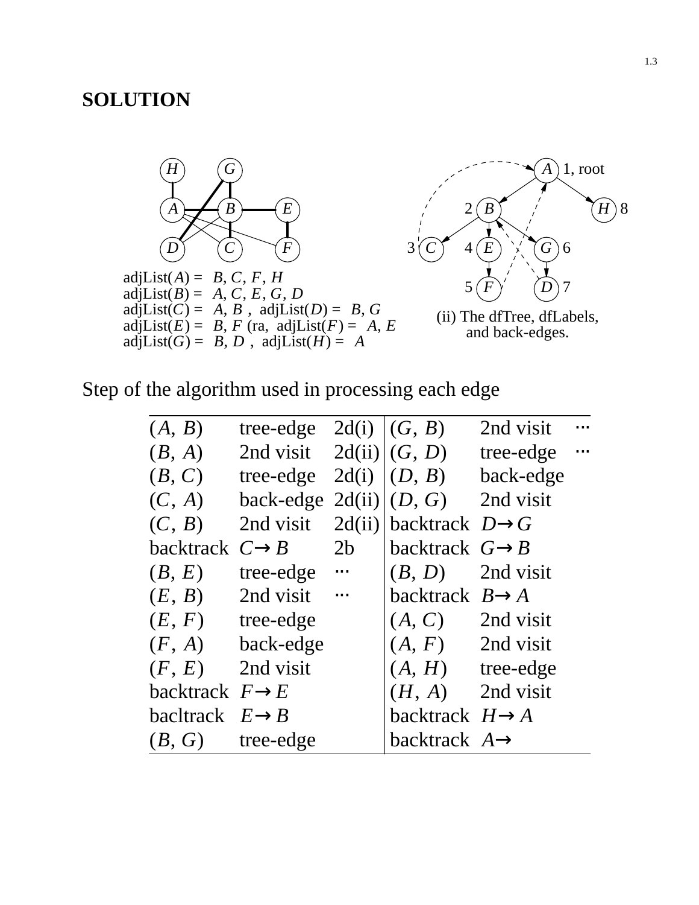# SOLUTION

adjList($A$) = $B$, $C$, $F$, $H$
adjList($B$) = $A$, $C$, $E$, $G$, $D$
adjList($C$) = $A$, $B$ , adjList($D$) = $B$, $G$
adjList($E$) = $B$, $F$ (ra, adjList($F$) = $A$, $E$
adjList($G$) = $B$, $D$ , adjList($H$) = $A$

(ii) The dfTree, dfLabels, and back-edges.

Step of the algorithm used in processing each edge

| | | | | | |
|---|---|---|---|---|---|
| ($A$, $B$) | tree-edge | 2d(i) | ($G$, $B$) | 2nd visit | ··· |
| ($B$, $A$) | 2nd visit | 2d(ii) | ($G$, $D$) | tree-edge | ··· |
| ($B$, $C$) | tree-edge | 2d(i) | ($D$, $B$) | back-edge | |
| ($C$, $A$) | back-edge | 2d(ii) | ($D$, $G$) | 2nd visit | |
| ($C$, $B$) | 2nd visit | 2d(ii) | backtrack | $D \rightarrow G$ | |
| backtrack | $C \rightarrow B$ | 2b | backtrack | $G \rightarrow B$ | |
| ($B$, $E$) | tree-edge | ··· | ($B$, $D$) | 2nd visit | |
| ($E$, $B$) | 2nd visit | ··· | backtrack | $B \rightarrow A$ | |
| ($E$, $F$) | tree-edge | | ($A$, $C$) | 2nd visit | |
| ($F$, $A$) | back-edge | | ($A$, $F$) | 2nd visit | |
| ($F$, $E$) | 2nd visit | | ($A$, $H$) | tree-edge | |
| backtrack | $F \rightarrow E$ | | ($H$, $A$) | 2nd visit | |
| bacltrack | $E \rightarrow B$ | | backtrack | $H \rightarrow A$ | |
| ($B$, $G$) | tree-edge | | backtrack | $A \rightarrow$ | |